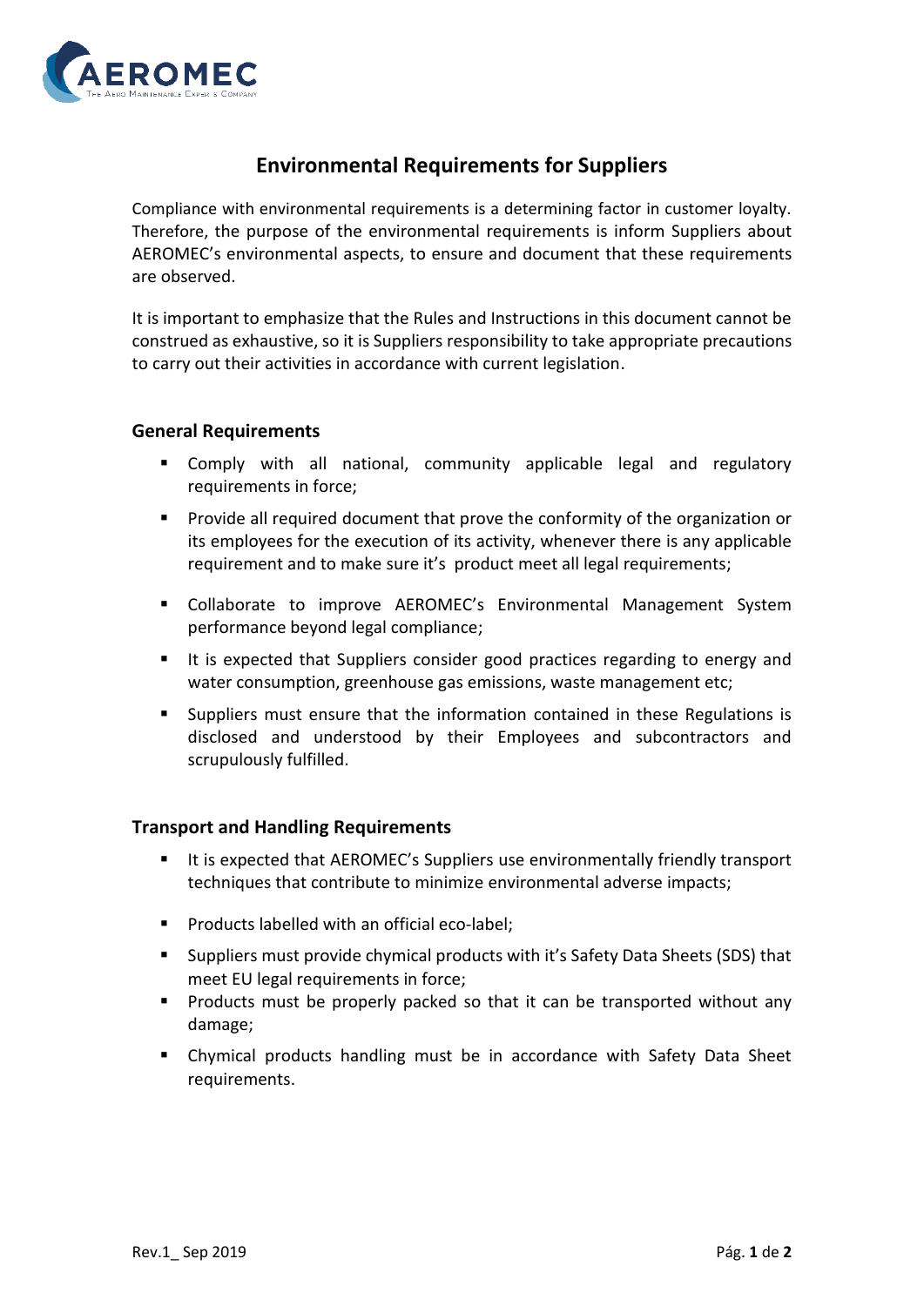# Environmental Requirements for Suppliers

Compliance with environmental requirements is a determining factor in customer loyalty. Therefore, the purpose of the environmental requirements is inform Suppliers about AEROMEC's environmental aspects, to ensure and document that these requirements are observed.

It is important to emphasize that the Rules and Instructions in this document cannot be construed as exhaustive, so it is Suppliers responsibility to take appropriate precautions to carry out their activities in accordance with current legislation.

## General Requirements

- Comply with all national, community applicable legal and regulatory requirements in force;
- Provide all required document that prove the conformity of the organization or its employees for the execution of its activity, whenever there is any applicable requirement and to make sure it's product meet all legal requirements;
- Collaborate to improve AEROMEC's Environmental Management System performance beyond legal compliance;
- It is expected that Suppliers consider good practices regarding to energy and water consumption, greenhouse gas emissions, waste management etc;
- Suppliers must ensure that the information contained in these Regulations is disclosed and understood by their Employees and subcontractors and scrupulously fulfilled.

## Transport and Handling Requirements

- It is expected that AEROMEC's Suppliers use environmentally friendly transport techniques that contribute to minimize environmental adverse impacts;
- Products labelled with an official eco-label;
- Suppliers must provide chymical products with it's Safety Data Sheets (SDS) that meet EU legal requirements in force;
- Products must be properly packed so that it can be transported without any damage;
- Chymical products handling must be in accordance with Safety Data Sheet requirements.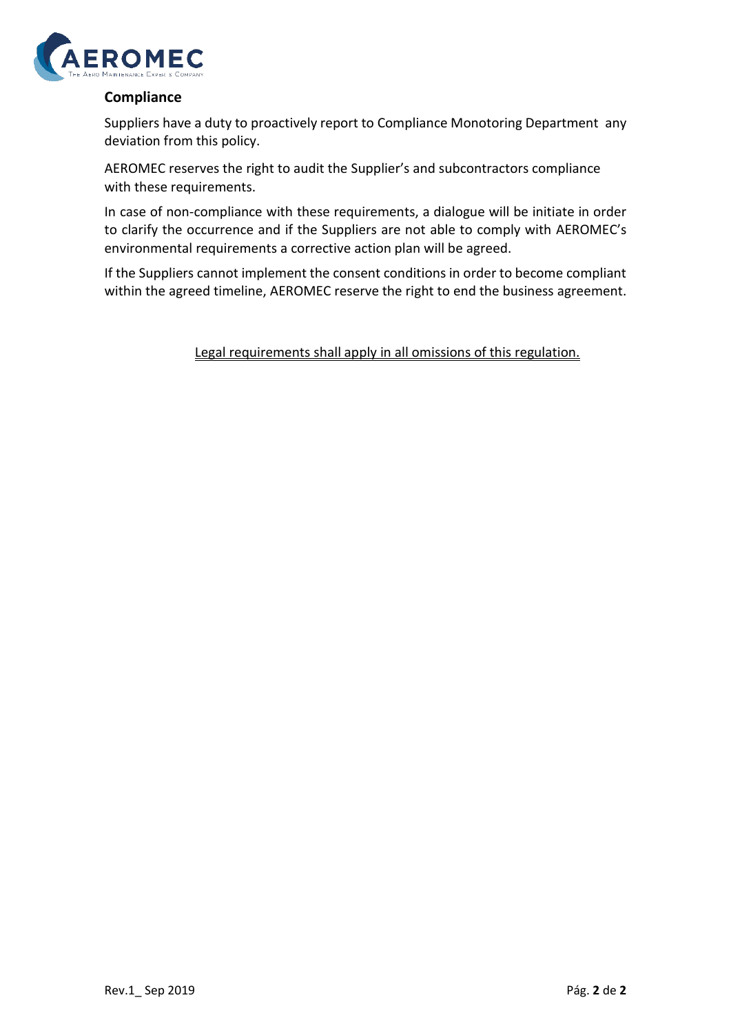## Compliance

Suppliers have a duty to proactively report to Compliance Monotoring Department any deviation from this policy.

AEROMEC reserves the right to audit the Supplier's and subcontractors compliance with these requirements.

In case of non-compliance with these requirements, a dialogue will be initiate in order to clarify the occurrence and if the Suppliers are not able to comply with AEROMEC's environmental requirements a corrective action plan will be agreed.

If the Suppliers cannot implement the consent conditions in order to become compliant within the agreed timeline, AEROMEC reserve the right to end the business agreement.

<u>Legal requirements shall apply in all omissions of this regulation.</u>

Rev.1_ Sep 2019